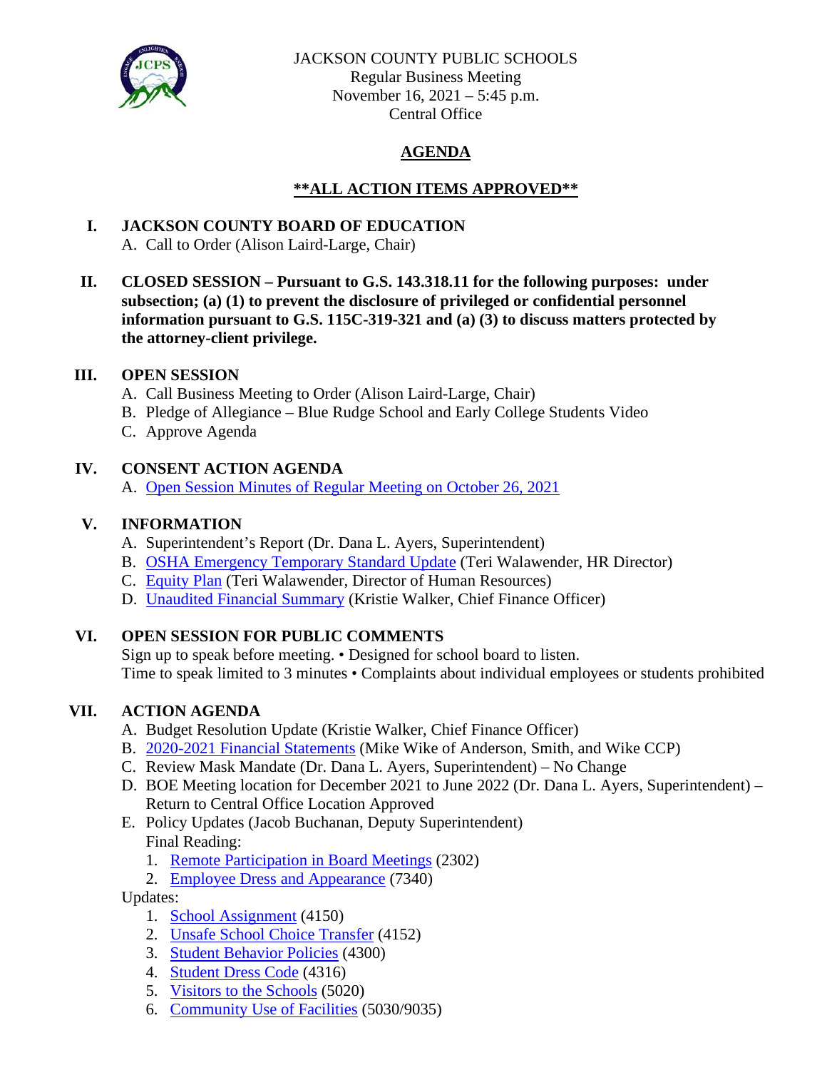JACKSON COUNTY PUBLIC SCHOOLS
Regular Business Meeting
November 16, 2021 – 5:45 p.m.
Central Office

# AGENDA

## **\*\*ALL ACTION ITEMS APPROVED\*\***

**I. JACKSON COUNTY BOARD OF EDUCATION**

A. Call to Order (Alison Laird-Large, Chair)

**II. CLOSED SESSION – Pursuant to G.S. 143.318.11 for the following purposes: under subsection; (a) (1) to prevent the disclosure of privileged or confidential personnel information pursuant to G.S. 115C-319-321 and (a) (3) to discuss matters protected by the attorney-client privilege.**

**III. OPEN SESSION**

A. Call Business Meeting to Order (Alison Laird-Large, Chair)
B. Pledge of Allegiance – Blue Rudge School and Early College Students Video
C. Approve Agenda

**IV. CONSENT ACTION AGENDA**

A. Open Session Minutes of Regular Meeting on October 26, 2021

**V. INFORMATION**

A. Superintendent's Report (Dr. Dana L. Ayers, Superintendent)
B. OSHA Emergency Temporary Standard Update (Teri Walawender, HR Director)
C. Equity Plan (Teri Walawender, Director of Human Resources)
D. Unaudited Financial Summary (Kristie Walker, Chief Finance Officer)

**VI. OPEN SESSION FOR PUBLIC COMMENTS**

Sign up to speak before meeting. • Designed for school board to listen.
Time to speak limited to 3 minutes • Complaints about individual employees or students prohibited

**VII. ACTION AGENDA**

A. Budget Resolution Update (Kristie Walker, Chief Finance Officer)
B. 2020-2021 Financial Statements (Mike Wike of Anderson, Smith, and Wike CCP)
C. Review Mask Mandate (Dr. Dana L. Ayers, Superintendent) – No Change
D. BOE Meeting location for December 2021 to June 2022 (Dr. Dana L. Ayers, Superintendent) – Return to Central Office Location Approved
E. Policy Updates (Jacob Buchanan, Deputy Superintendent)
   Final Reading:
   1. Remote Participation in Board Meetings (2302)
   2. Employee Dress and Appearance (7340)

Updates:
   1. School Assignment (4150)
   2. Unsafe School Choice Transfer (4152)
   3. Student Behavior Policies (4300)
   4. Student Dress Code (4316)
   5. Visitors to the Schools (5020)
   6. Community Use of Facilities (5030/9035)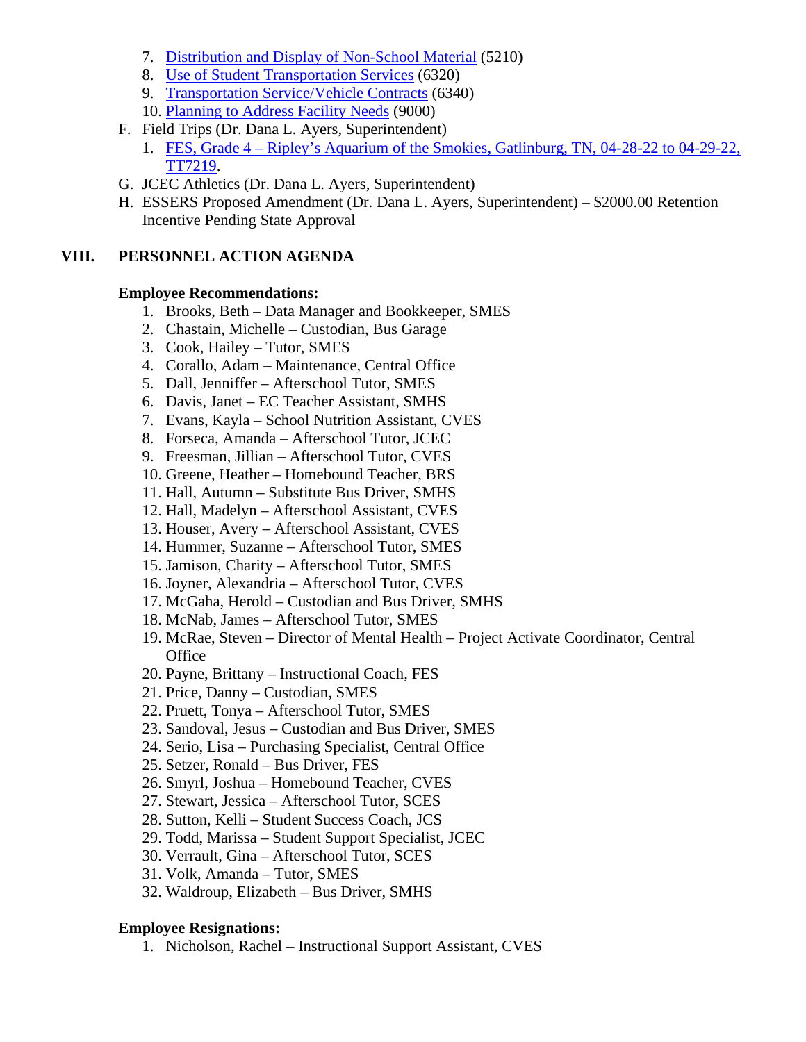7. [Distribution and Display of Non-School Material](#) (5210)
8. [Use of Student Transportation Services](#) (6320)
9. [Transportation Service/Vehicle Contracts](#) (6340)
10. [Planning to Address Facility Needs](#) (9000)

F. Field Trips (Dr. Dana L. Ayers, Superintendent)

1. [FES, Grade 4 – Ripley's Aquarium of the Smokies, Gatlinburg, TN, 04-28-22 to 04-29-22, TT7219](#).

G. JCEC Athletics (Dr. Dana L. Ayers, Superintendent)

H. ESSERS Proposed Amendment (Dr. Dana L. Ayers, Superintendent) – $2000.00 Retention Incentive Pending State Approval

## VIII. PERSONNEL ACTION AGENDA

**Employee Recommendations:**

1. Brooks, Beth – Data Manager and Bookkeeper, SMES
2. Chastain, Michelle – Custodian, Bus Garage
3. Cook, Hailey – Tutor, SMES
4. Corallo, Adam – Maintenance, Central Office
5. Dall, Jenniffer – Afterschool Tutor, SMES
6. Davis, Janet – EC Teacher Assistant, SMHS
7. Evans, Kayla – School Nutrition Assistant, CVES
8. Forseca, Amanda – Afterschool Tutor, JCEC
9. Freesman, Jillian – Afterschool Tutor, CVES
10. Greene, Heather – Homebound Teacher, BRS
11. Hall, Autumn – Substitute Bus Driver, SMHS
12. Hall, Madelyn – Afterschool Assistant, CVES
13. Houser, Avery – Afterschool Assistant, CVES
14. Hummer, Suzanne – Afterschool Tutor, SMES
15. Jamison, Charity – Afterschool Tutor, SMES
16. Joyner, Alexandria – Afterschool Tutor, CVES
17. McGaha, Herold – Custodian and Bus Driver, SMHS
18. McNab, James – Afterschool Tutor, SMES
19. McRae, Steven – Director of Mental Health – Project Activate Coordinator, Central Office
20. Payne, Brittany – Instructional Coach, FES
21. Price, Danny – Custodian, SMES
22. Pruett, Tonya – Afterschool Tutor, SMES
23. Sandoval, Jesus – Custodian and Bus Driver, SMES
24. Serio, Lisa – Purchasing Specialist, Central Office
25. Setzer, Ronald – Bus Driver, FES
26. Smyrl, Joshua – Homebound Teacher, CVES
27. Stewart, Jessica – Afterschool Tutor, SCES
28. Sutton, Kelli – Student Success Coach, JCS
29. Todd, Marissa – Student Support Specialist, JCEC
30. Verrault, Gina – Afterschool Tutor, SCES
31. Volk, Amanda – Tutor, SMES
32. Waldroup, Elizabeth – Bus Driver, SMHS

**Employee Resignations:**

1. Nicholson, Rachel – Instructional Support Assistant, CVES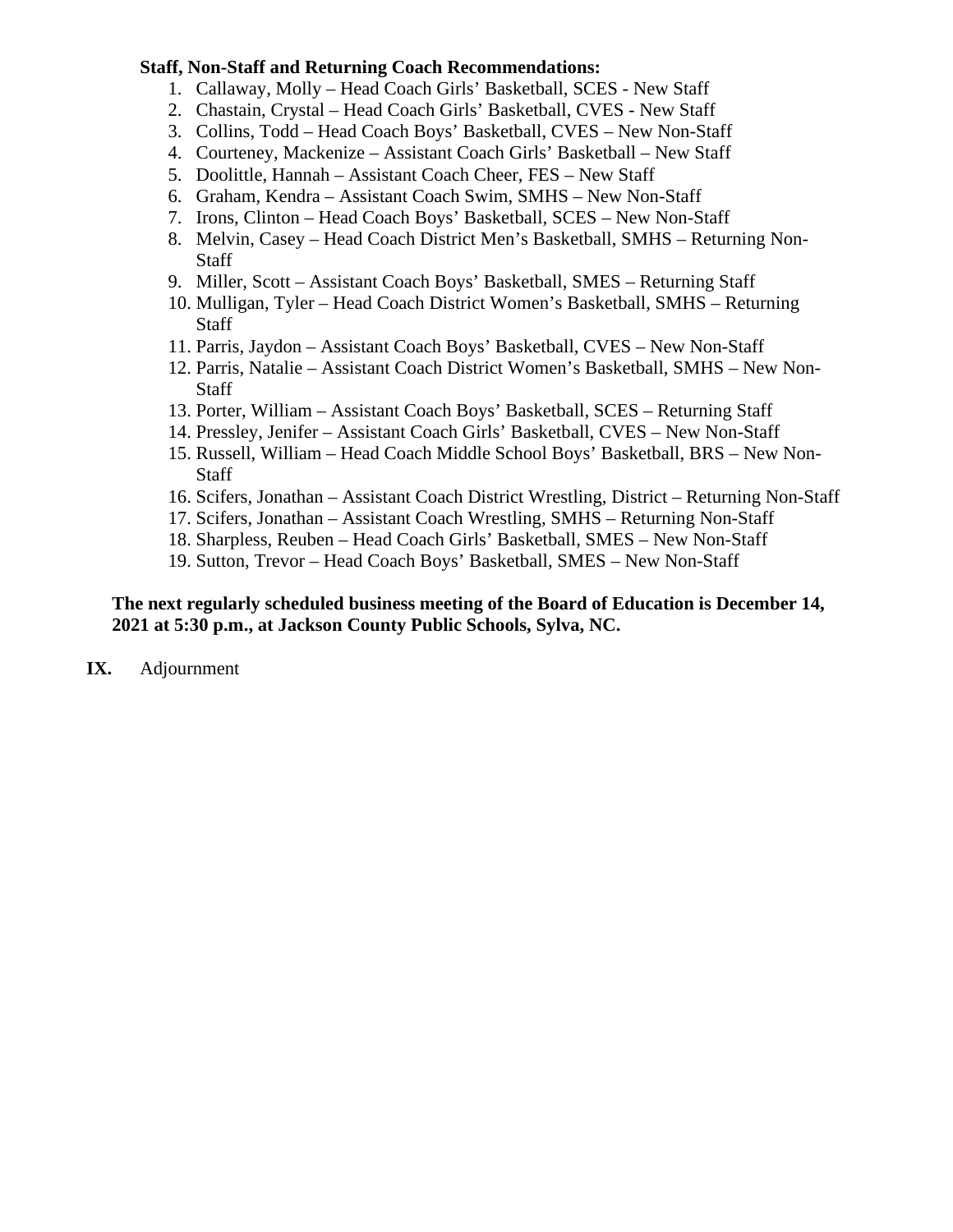**Staff, Non-Staff and Returning Coach Recommendations:**

1. Callaway, Molly – Head Coach Girls' Basketball, SCES - New Staff
2. Chastain, Crystal – Head Coach Girls' Basketball, CVES - New Staff
3. Collins, Todd – Head Coach Boys' Basketball, CVES – New Non-Staff
4. Courteney, Mackenize – Assistant Coach Girls' Basketball – New Staff
5. Doolittle, Hannah – Assistant Coach Cheer, FES – New Staff
6. Graham, Kendra – Assistant Coach Swim, SMHS – New Non-Staff
7. Irons, Clinton – Head Coach Boys' Basketball, SCES – New Non-Staff
8. Melvin, Casey – Head Coach District Men's Basketball, SMHS – Returning Non-Staff
9. Miller, Scott – Assistant Coach Boys' Basketball, SMES – Returning Staff
10. Mulligan, Tyler – Head Coach District Women's Basketball, SMHS – Returning Staff
11. Parris, Jaydon – Assistant Coach Boys' Basketball, CVES – New Non-Staff
12. Parris, Natalie – Assistant Coach District Women's Basketball, SMHS – New Non-Staff
13. Porter, William – Assistant Coach Boys' Basketball, SCES – Returning Staff
14. Pressley, Jenifer – Assistant Coach Girls' Basketball, CVES – New Non-Staff
15. Russell, William – Head Coach Middle School Boys' Basketball, BRS – New Non-Staff
16. Scifers, Jonathan – Assistant Coach District Wrestling, District – Returning Non-Staff
17. Scifers, Jonathan – Assistant Coach Wrestling, SMHS – Returning Non-Staff
18. Sharpless, Reuben – Head Coach Girls' Basketball, SMES – New Non-Staff
19. Sutton, Trevor – Head Coach Boys' Basketball, SMES – New Non-Staff

**The next regularly scheduled business meeting of the Board of Education is December 14, 2021 at 5:30 p.m., at Jackson County Public Schools, Sylva, NC.**

**IX.** Adjournment